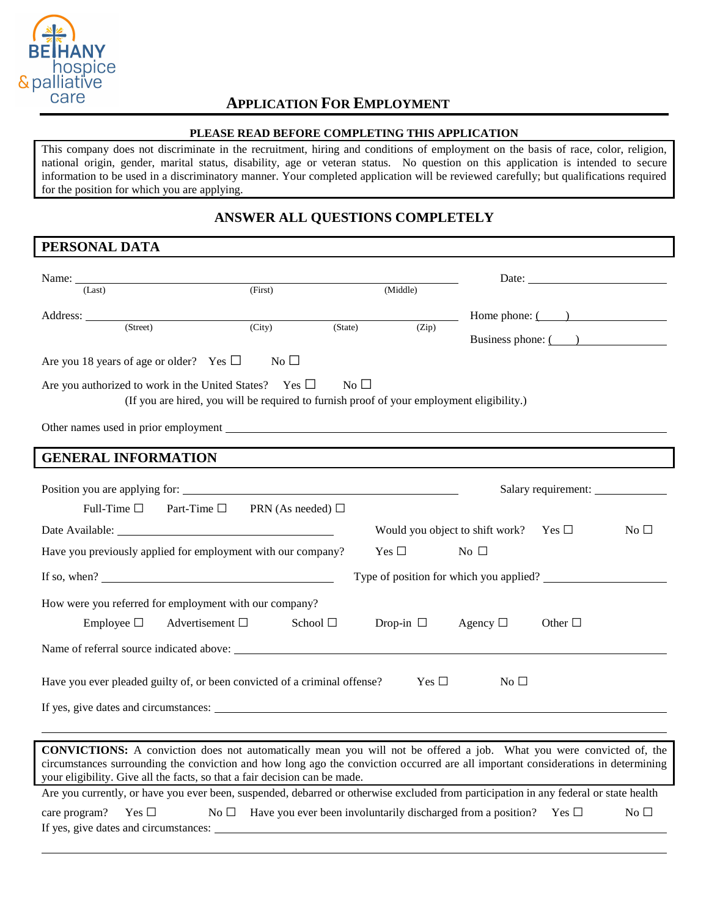BETHANY hospice & palliative care

# APPLICATION FOR EMPLOYMENT

**PLEASE READ BEFORE COMPLETING THIS APPLICATION**

This company does not discriminate in the recruitment, hiring and conditions of employment on the basis of race, color, religion, national origin, gender, marital status, disability, age or veteran status. No question on this application is intended to secure information to be used in a discriminatory manner. Your completed application will be reviewed carefully; but qualifications required for the position for which you are applying.

**ANSWER ALL QUESTIONS COMPLETELY**

## PERSONAL DATA

Name: ______________________________________________ Date: ____________________
(Last) (First) (Middle)

Address: ______________________________________________ Home phone: (____) ______________
(Street) (City) (State) (Zip)

Business phone: (____) ______________

Are you 18 years of age or older? Yes ☐ No ☐

Are you authorized to work in the United States? Yes ☐ No ☐
(If you are hired, you will be required to furnish proof of your employment eligibility.)

Other names used in prior employment ______________________________________________

## GENERAL INFORMATION

Position you are applying for: ______________________________ Salary requirement: __________

Full-Time ☐ Part-Time ☐ PRN (As needed) ☐

Date Available: ______________________ Would you object to shift work? Yes ☐ No ☐

Have you previously applied for employment with our company? Yes ☐ No ☐

If so, when? ______________________ Type of position for which you applied? ______________

How were you referred for employment with our company?

Employee ☐ Advertisement ☐ School ☐ Drop-in ☐ Agency ☐ Other ☐

Name of referral source indicated above: ______________________________________________

Have you ever pleaded guilty of, or been convicted of a criminal offense? Yes ☐ No ☐

If yes, give dates and circumstances: ______________________________________________

______________________________________________________________________________

**CONVICTIONS:** A conviction does not automatically mean you will not be offered a job. What you were convicted of, the circumstances surrounding the conviction and how long ago the conviction occurred are all important considerations in determining your eligibility. Give all the facts, so that a fair decision can be made.

Are you currently, or have you ever been, suspended, debarred or otherwise excluded from participation in any federal or state health care program? Yes ☐ No ☐ Have you ever been involuntarily discharged from a position? Yes ☐ No ☐

If yes, give dates and circumstances: ______________________________________________

______________________________________________________________________________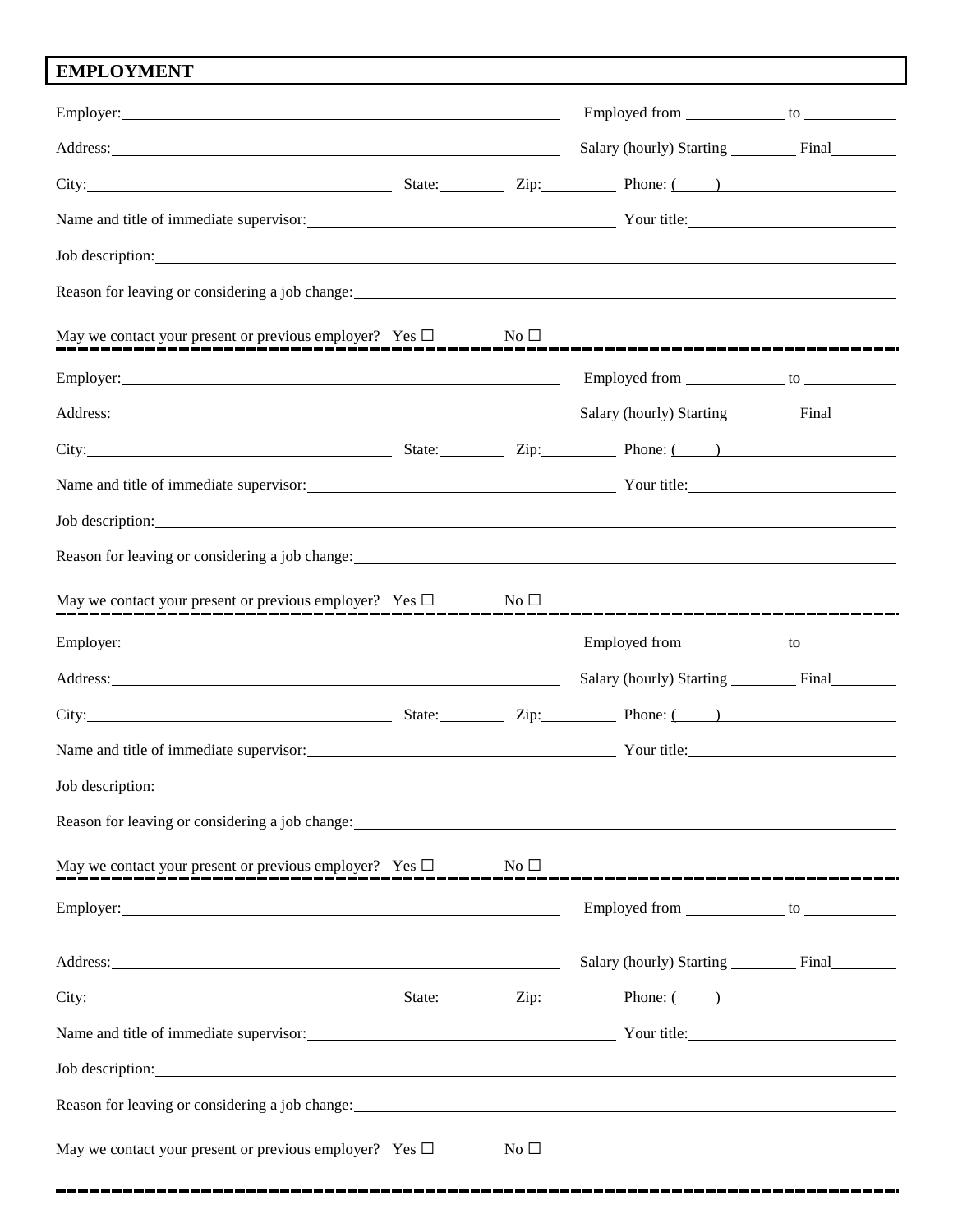## EMPLOYMENT

Employer: ____________________ Employed from __________ to __________

Address: ____________________ Salary (hourly) Starting ________ Final ________

City: ____________________ State: ________ Zip: ________ Phone: (____) ____________

Name and title of immediate supervisor: ____________________ Your title: ____________________

Job description: ________________________________________

Reason for leaving or considering a job change: ________________________________________

May we contact your present or previous employer? Yes ☐ No ☐

---

Employer: ____________________ Employed from __________ to __________

Address: ____________________ Salary (hourly) Starting ________ Final ________

City: ____________________ State: ________ Zip: ________ Phone: (____) ____________

Name and title of immediate supervisor: ____________________ Your title: ____________________

Job description: ________________________________________

Reason for leaving or considering a job change: ________________________________________

May we contact your present or previous employer? Yes ☐ No ☐

---

Employer: ____________________ Employed from __________ to __________

Address: ____________________ Salary (hourly) Starting ________ Final ________

City: ____________________ State: ________ Zip: ________ Phone: (____) ____________

Name and title of immediate supervisor: ____________________ Your title: ____________________

Job description: ________________________________________

Reason for leaving or considering a job change: ________________________________________

May we contact your present or previous employer? Yes ☐ No ☐

---

Employer: ____________________ Employed from __________ to __________

Address: ____________________ Salary (hourly) Starting ________ Final ________

City: ____________________ State: ________ Zip: ________ Phone: (____) ____________

Name and title of immediate supervisor: ____________________ Your title: ____________________

Job description: ________________________________________

Reason for leaving or considering a job change: ________________________________________

May we contact your present or previous employer? Yes ☐ No ☐

---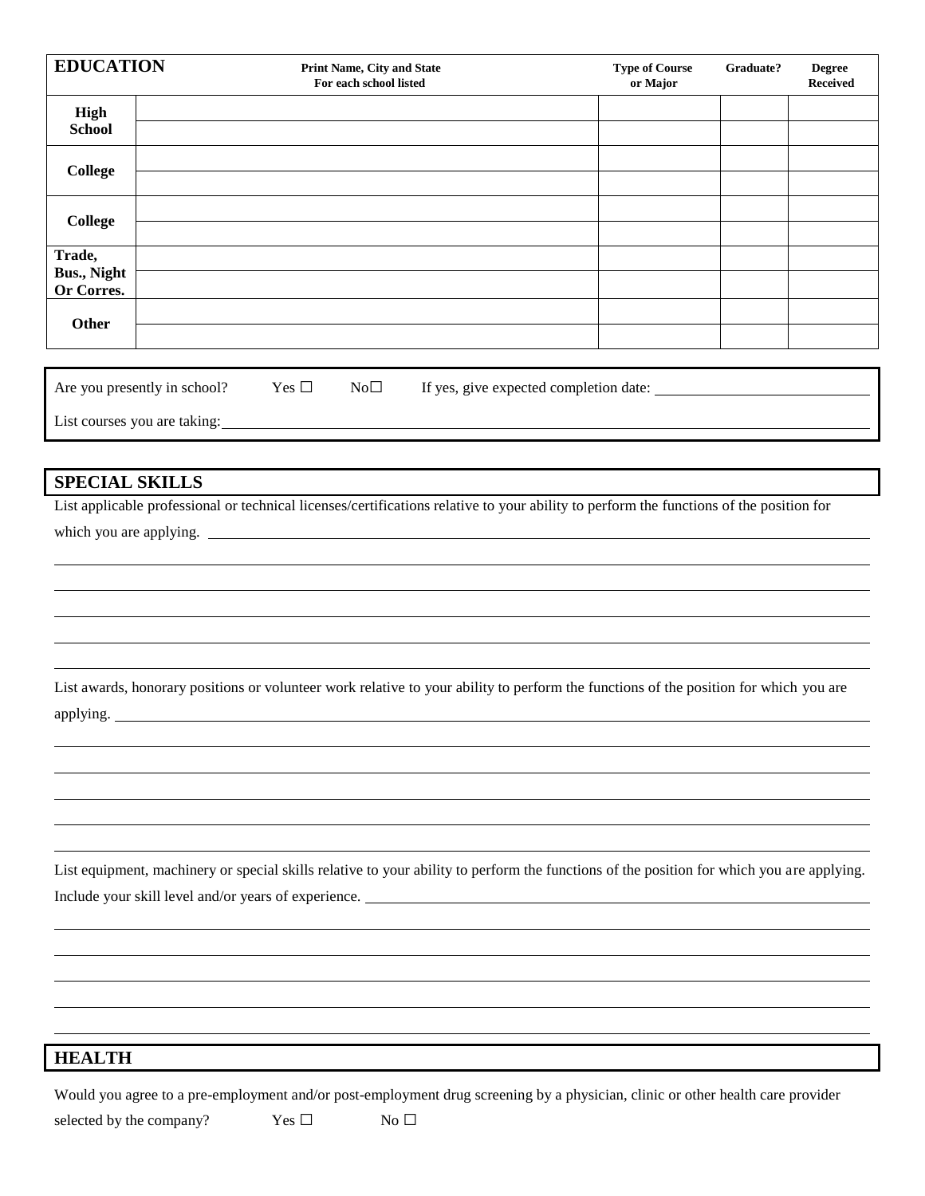| EDUCATION | Print Name, City and State For each school listed | Type of Course or Major | Graduate? | Degree Received |
|---|---|---|---|---|
| High School | | | | |
| | | | | |
| College | | | | |
| | | | | |
| College | | | | |
| | | | | |
| Trade, Bus., Night Or Corres. | | | | |
| | | | | |
| Other | | | | |
| | | | | |

Are you presently in school? Yes ☐ No☐ If yes, give expected completion date: ___________________________

List courses you are taking:___________________________________________________________________________

## SPECIAL SKILLS

List applicable professional or technical licenses/certifications relative to your ability to perform the functions of the position for which you are applying. ___________________________________________________________________________

___________________________________________________________________________

___________________________________________________________________________

___________________________________________________________________________

___________________________________________________________________________

___________________________________________________________________________

List awards, honorary positions or volunteer work relative to your ability to perform the functions of the position for which you are applying. ___________________________________________________________________________

___________________________________________________________________________

___________________________________________________________________________

___________________________________________________________________________

___________________________________________________________________________

___________________________________________________________________________

List equipment, machinery or special skills relative to your ability to perform the functions of the position for which you are applying. Include your skill level and/or years of experience. ___________________________________________________________________________

___________________________________________________________________________

___________________________________________________________________________

___________________________________________________________________________

___________________________________________________________________________

___________________________________________________________________________

## HEALTH

Would you agree to a pre-employment and/or post-employment drug screening by a physician, clinic or other health care provider selected by the company? Yes ☐ No ☐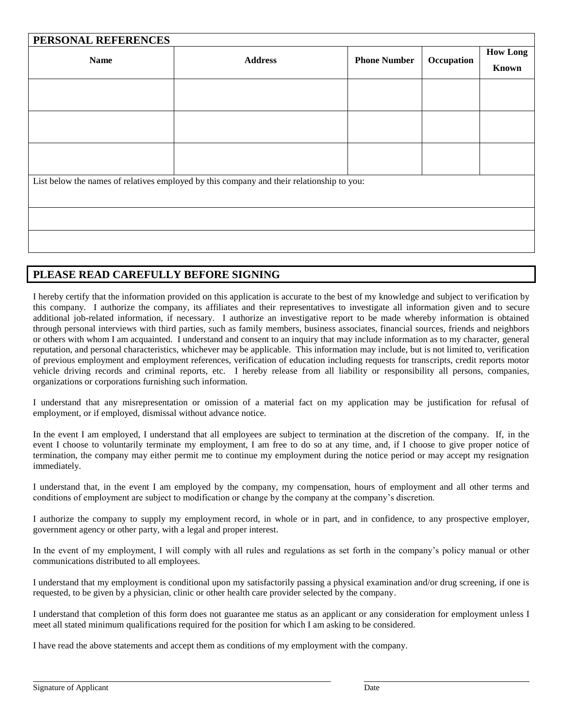## PERSONAL REFERENCES

| Name | Address | Phone Number | Occupation | How Long Known |
|---|---|---|---|---|
| | | | | |
| | | | | |
| | | | | |

List below the names of relatives employed by this company and their relationship to you:

| |
|---|
| |
| |

## PLEASE READ CAREFULLY BEFORE SIGNING

I hereby certify that the information provided on this application is accurate to the best of my knowledge and subject to verification by this company. I authorize the company, its affiliates and their representatives to investigate all information given and to secure additional job-related information, if necessary. I authorize an investigative report to be made whereby information is obtained through personal interviews with third parties, such as family members, business associates, financial sources, friends and neighbors or others with whom I am acquainted. I understand and consent to an inquiry that may include information as to my character, general reputation, and personal characteristics, whichever may be applicable. This information may include, but is not limited to, verification of previous employment and employment references, verification of education including requests for transcripts, credit reports motor vehicle driving records and criminal reports, etc. I hereby release from all liability or responsibility all persons, companies, organizations or corporations furnishing such information.

I understand that any misrepresentation or omission of a material fact on my application may be justification for refusal of employment, or if employed, dismissal without advance notice.

In the event I am employed, I understand that all employees are subject to termination at the discretion of the company. If, in the event I choose to voluntarily terminate my employment, I am free to do so at any time, and, if I choose to give proper notice of termination, the company may either permit me to continue my employment during the notice period or may accept my resignation immediately.

I understand that, in the event I am employed by the company, my compensation, hours of employment and all other terms and conditions of employment are subject to modification or change by the company at the company's discretion.

I authorize the company to supply my employment record, in whole or in part, and in confidence, to any prospective employer, government agency or other party, with a legal and proper interest.

In the event of my employment, I will comply with all rules and regulations as set forth in the company's policy manual or other communications distributed to all employees.

I understand that my employment is conditional upon my satisfactorily passing a physical examination and/or drug screening, if one is requested, to be given by a physician, clinic or other health care provider selected by the company.

I understand that completion of this form does not guarantee me status as an applicant or any consideration for employment unless I meet all stated minimum qualifications required for the position for which I am asking to be considered.

I have read the above statements and accept them as conditions of my employment with the company.

Signature of Applicant ______________________________ Date ______________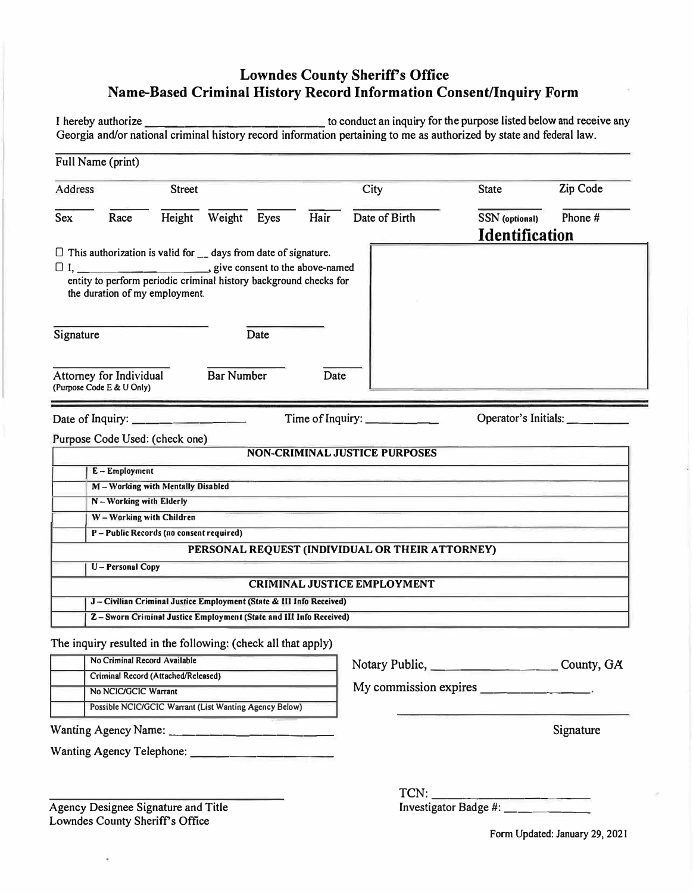# Lowndes County Sheriff's Office
## Name-Based Criminal History Record Information Consent/Inquiry Form

I hereby authorize ______________________________ to conduct an inquiry for the purpose listed below and receive any Georgia and/or national criminal history record information pertaining to me as authorized by state and federal law.

Full Name (print)

| Address | Street | | | | | City | State | Zip Code |
|---|---|---|---|---|---|---|---|---|
| Sex | Race | Height | Weight | Eyes | Hair | Date of Birth | SSN (optional) | Phone # |

**Identification**

☐ This authorization is valid for __ days from date of signature.

☐ I, ____________________, give consent to the above-named entity to perform periodic criminal history background checks for the duration of my employment.

Signature ____________________ Date ____________

Attorney for Individual (Purpose Code E & U Only) ____________ Bar Number ____________ Date ____________

Date of Inquiry: ________________ Time of Inquiry: ____________ Operator's Initials: __________

Purpose Code Used: (check one)

| | |
|---|---|
| | **NON-CRIMINAL JUSTICE PURPOSES** |
| | **E – Employment** |
| | **M – Working with Mentally Disabled** |
| | **N – Working with Elderly** |
| | **W – Working with Children** |
| | **P – Public Records (no consent required)** |
| | **PERSONAL REQUEST (INDIVIDUAL OR THEIR ATTORNEY)** |
| | **U – Personal Copy** |
| | **CRIMINAL JUSTICE EMPLOYMENT** |
| | **J – Civilian Criminal Justice Employment (State & III Info Received)** |
| | **Z – Sworn Criminal Justice Employment (State and III Info Received)** |

The inquiry resulted in the following: (check all that apply)

| | |
|---|---|
| | No Criminal Record Available |
| | Criminal Record (Attached/Released) |
| | No NCIC/GCIC Warrant |
| | Possible NCIC/GCIC Warrant (List Wanting Agency Below) |

Wanting Agency Name: ______________________

Wanting Agency Telephone: ______________________

Notary Public, ________________ County, GA

My commission expires ________________.

______________________ Signature

______________________
Agency Designee Signature and Title
Lowndes County Sheriff's Office

TCN: ______________________

Investigator Badge #: ____________

Form Updated: January 29, 2021